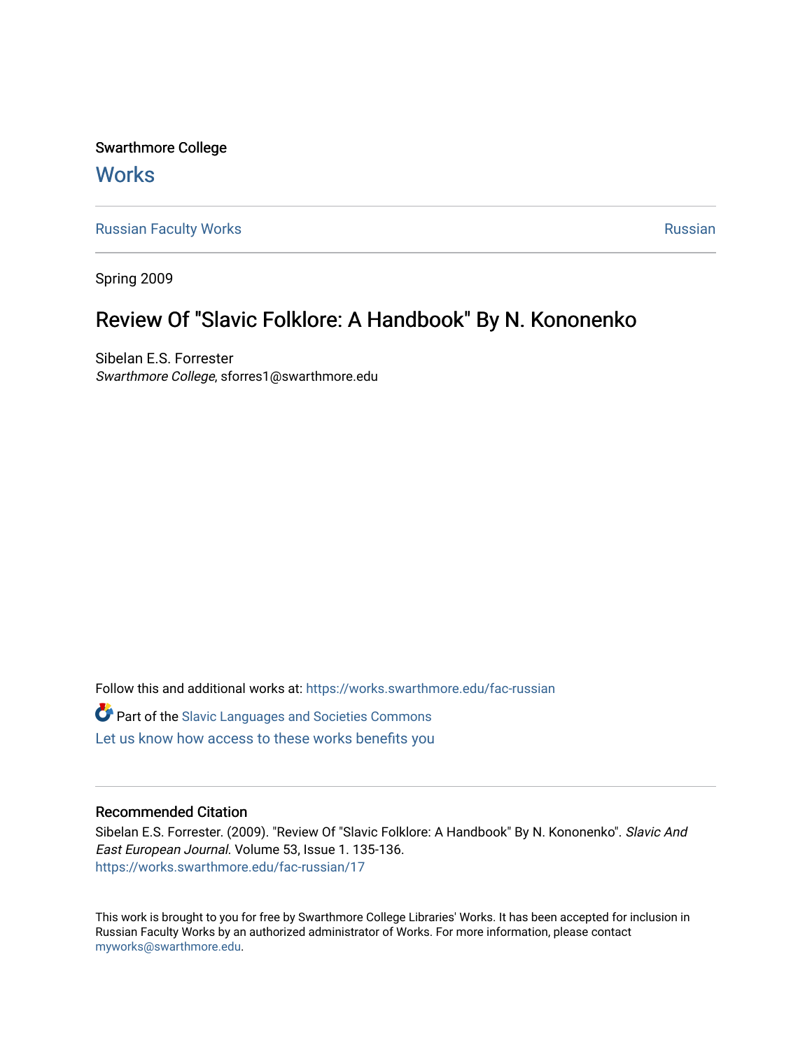Swarthmore College

# Works

Russian Faculty Works | Russian

Spring 2009

## Review Of "Slavic Folklore: A Handbook" By N. Kononenko

Sibelan E.S. Forrester
*Swarthmore College*, sforres1@swarthmore.edu

Follow this and additional works at: https://works.swarthmore.edu/fac-russian

Part of the Slavic Languages and Societies Commons

Let us know how access to these works benefits you

### Recommended Citation

Sibelan E.S. Forrester. (2009). "Review Of "Slavic Folklore: A Handbook" By N. Kononenko". *Slavic And East European Journal*. Volume 53, Issue 1. 135-136.
https://works.swarthmore.edu/fac-russian/17

This work is brought to you for free by Swarthmore College Libraries' Works. It has been accepted for inclusion in Russian Faculty Works by an authorized administrator of Works. For more information, please contact myworks@swarthmore.edu.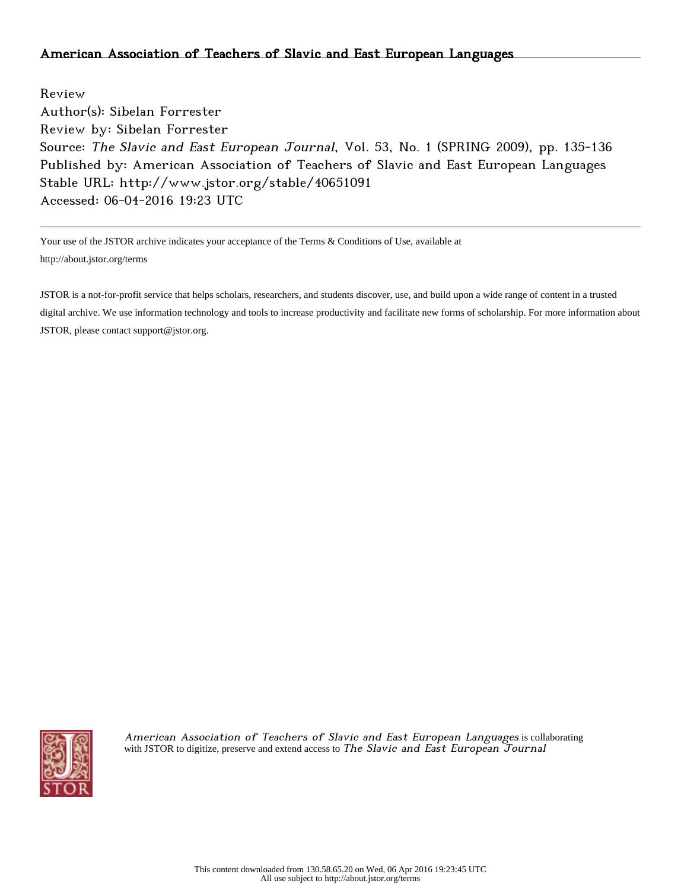American Association of Teachers of Slavic and East European Languages

Review
Author(s): Sibelan Forrester
Review by: Sibelan Forrester
Source: *The Slavic and East European Journal*, Vol. 53, No. 1 (SPRING 2009), pp. 135-136
Published by: American Association of Teachers of Slavic and East European Languages
Stable URL: http://www.jstor.org/stable/40651091
Accessed: 06-04-2016 19:23 UTC

---

Your use of the JSTOR archive indicates your acceptance of the Terms & Conditions of Use, available at http://about.jstor.org/terms

JSTOR is a not-for-profit service that helps scholars, researchers, and students discover, use, and build upon a wide range of content in a trusted digital archive. We use information technology and tools to increase productivity and facilitate new forms of scholarship. For more information about JSTOR, please contact support@jstor.org.

*American Association of Teachers of Slavic and East European Languages* is collaborating with JSTOR to digitize, preserve and extend access to *The Slavic and East European Journal*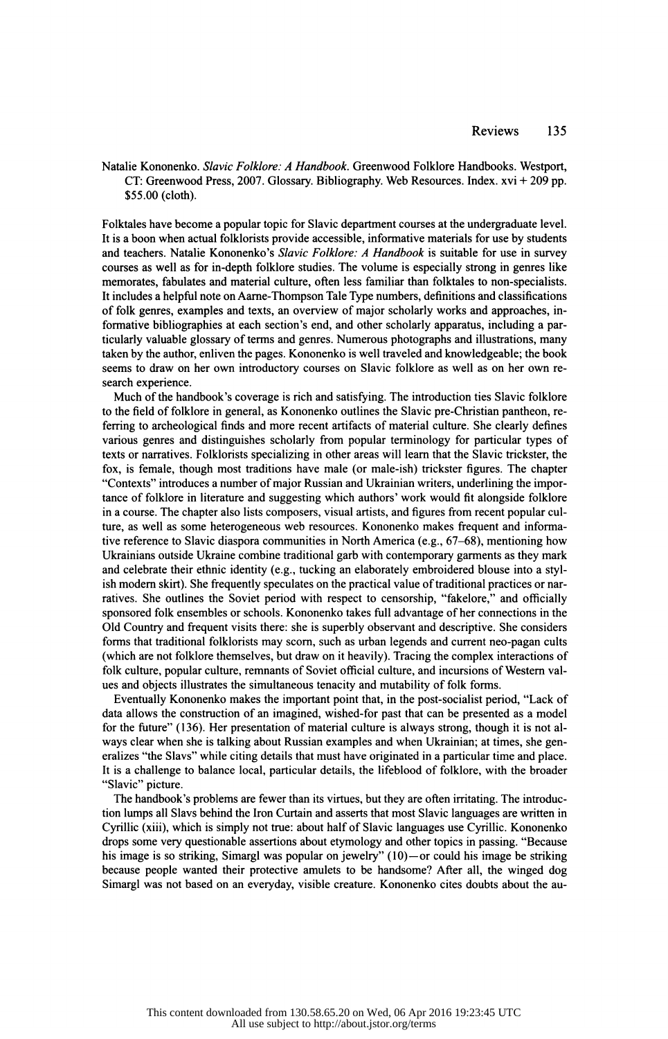Natalie Kononenko. *Slavic Folklore: A Handbook*. Greenwood Folklore Handbooks. Westport, CT: Greenwood Press, 2007. Glossary. Bibliography. Web Resources. Index. xvi + 209 pp. $55.00 (cloth).

Folktales have become a popular topic for Slavic department courses at the undergraduate level. It is a boon when actual folklorists provide accessible, informative materials for use by students and teachers. Natalie Kononenko's *Slavic Folklore: A Handbook* is suitable for use in survey courses as well as for in-depth folklore studies. The volume is especially strong in genres like memorates, fabulates and material culture, often less familiar than folktales to non-specialists. It includes a helpful note on Aarne-Thompson Tale Type numbers, definitions and classifications of folk genres, examples and texts, an overview of major scholarly works and approaches, informative bibliographies at each section's end, and other scholarly apparatus, including a particularly valuable glossary of terms and genres. Numerous photographs and illustrations, many taken by the author, enliven the pages. Kononenko is well traveled and knowledgeable; the book seems to draw on her own introductory courses on Slavic folklore as well as on her own research experience.

Much of the handbook's coverage is rich and satisfying. The introduction ties Slavic folklore to the field of folklore in general, as Kononenko outlines the Slavic pre-Christian pantheon, referring to archeological finds and more recent artifacts of material culture. She clearly defines various genres and distinguishes scholarly from popular terminology for particular types of texts or narratives. Folklorists specializing in other areas will learn that the Slavic trickster, the fox, is female, though most traditions have male (or male-ish) trickster figures. The chapter "Contexts" introduces a number of major Russian and Ukrainian writers, underlining the importance of folklore in literature and suggesting which authors' work would fit alongside folklore in a course. The chapter also lists composers, visual artists, and figures from recent popular culture, as well as some heterogeneous web resources. Kononenko makes frequent and informative reference to Slavic diaspora communities in North America (e.g., 67–68), mentioning how Ukrainians outside Ukraine combine traditional garb with contemporary garments as they mark and celebrate their ethnic identity (e.g., tucking an elaborately embroidered blouse into a stylish modern skirt). She frequently speculates on the practical value of traditional practices or narratives. She outlines the Soviet period with respect to censorship, "fakelore," and officially sponsored folk ensembles or schools. Kononenko takes full advantage of her connections in the Old Country and frequent visits there: she is superbly observant and descriptive. She considers forms that traditional folklorists may scorn, such as urban legends and current neo-pagan cults (which are not folklore themselves, but draw on it heavily). Tracing the complex interactions of folk culture, popular culture, remnants of Soviet official culture, and incursions of Western values and objects illustrates the simultaneous tenacity and mutability of folk forms.

Eventually Kononenko makes the important point that, in the post-socialist period, "Lack of data allows the construction of an imagined, wished-for past that can be presented as a model for the future" (136). Her presentation of material culture is always strong, though it is not always clear when she is talking about Russian examples and when Ukrainian; at times, she generalizes "the Slavs" while citing details that must have originated in a particular time and place. It is a challenge to balance local, particular details, the lifeblood of folklore, with the broader "Slavic" picture.

The handbook's problems are fewer than its virtues, but they are often irritating. The introduction lumps all Slavs behind the Iron Curtain and asserts that most Slavic languages are written in Cyrillic (xiii), which is simply not true: about half of Slavic languages use Cyrillic. Kononenko drops some very questionable assertions about etymology and other topics in passing. "Because his image is so striking, Simargl was popular on jewelry" (10)—or could his image be striking because people wanted their protective amulets to be handsome? After all, the winged dog Simargl was not based on an everyday, visible creature. Kononenko cites doubts about the au-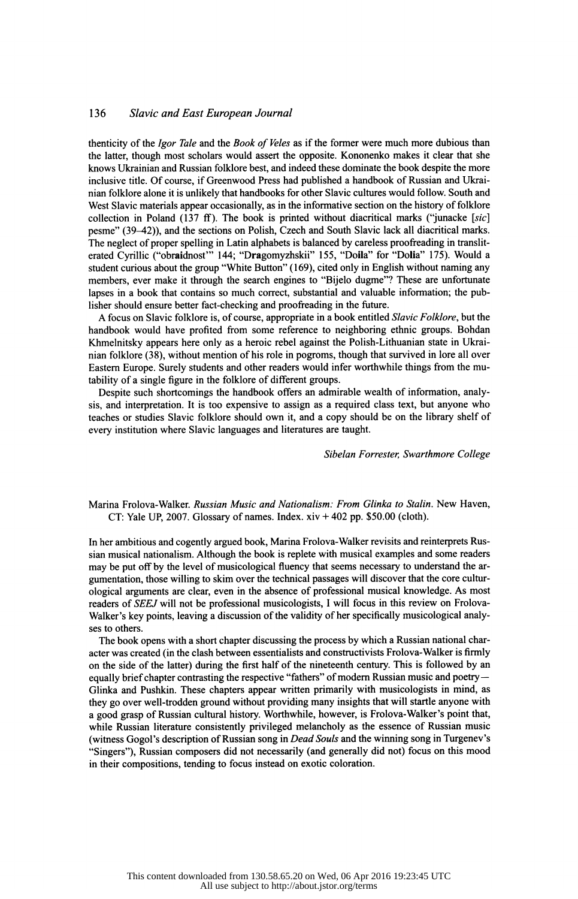thenticity of the *Igor Tale* and the *Book of Veles* as if the former were much more dubious than the latter, though most scholars would assert the opposite. Kononenko makes it clear that she knows Ukrainian and Russian folklore best, and indeed these dominate the book despite the more inclusive title. Of course, if Greenwood Press had published a handbook of Russian and Ukrainian folklore alone it is unlikely that handbooks for other Slavic cultures would follow. South and West Slavic materials appear occasionally, as in the informative section on the history of folklore collection in Poland (137 ff). The book is printed without diacritical marks ("junacke [*sic*] pesme" (39–42)), and the sections on Polish, Czech and South Slavic lack all diacritical marks. The neglect of proper spelling in Latin alphabets is balanced by careless proofreading in transliterated Cyrillic ("obr**ai**dnost'" 144; "Dr**a**gomyzhskii" 155, "Do**il**a" for "Dolia" 175). Would a student curious about the group "White Button" (169), cited only in English without naming any members, ever make it through the search engines to "Bijelo dugme"? These are unfortunate lapses in a book that contains so much correct, substantial and valuable information; the publisher should ensure better fact-checking and proofreading in the future.

A focus on Slavic folklore is, of course, appropriate in a book entitled *Slavic Folklore*, but the handbook would have profited from some reference to neighboring ethnic groups. Bohdan Khmelnitsky appears here only as a heroic rebel against the Polish-Lithuanian state in Ukrainian folklore (38), without mention of his role in pogroms, though that survived in lore all over Eastern Europe. Surely students and other readers would infer worthwhile things from the mutability of a single figure in the folklore of different groups.

Despite such shortcomings the handbook offers an admirable wealth of information, analysis, and interpretation. It is too expensive to assign as a required class text, but anyone who teaches or studies Slavic folklore should own it, and a copy should be on the library shelf of every institution where Slavic languages and literatures are taught.

*Sibelan Forrester, Swarthmore College*

Marina Frolova-Walker. *Russian Music and Nationalism: From Glinka to Stalin*. New Haven, CT: Yale UP, 2007. Glossary of names. Index. xiv + 402 pp. $50.00 (cloth).

In her ambitious and cogently argued book, Marina Frolova-Walker revisits and reinterprets Russian musical nationalism. Although the book is replete with musical examples and some readers may be put off by the level of musicological fluency that seems necessary to understand the argumentation, those willing to skim over the technical passages will discover that the core culturological arguments are clear, even in the absence of professional musical knowledge. As most readers of *SEEJ* will not be professional musicologists, I will focus in this review on Frolova-Walker's key points, leaving a discussion of the validity of her specifically musicological analyses to others.

The book opens with a short chapter discussing the process by which a Russian national character was created (in the clash between essentialists and constructivists Frolova-Walker is firmly on the side of the latter) during the first half of the nineteenth century. This is followed by an equally brief chapter contrasting the respective "fathers" of modern Russian music and poetry—Glinka and Pushkin. These chapters appear written primarily with musicologists in mind, as they go over well-trodden ground without providing many insights that will startle anyone with a good grasp of Russian cultural history. Worthwhile, however, is Frolova-Walker's point that, while Russian literature consistently privileged melancholy as the essence of Russian music (witness Gogol's description of Russian song in *Dead Souls* and the winning song in Turgenev's "Singers"), Russian composers did not necessarily (and generally did not) focus on this mood in their compositions, tending to focus instead on exotic coloration.